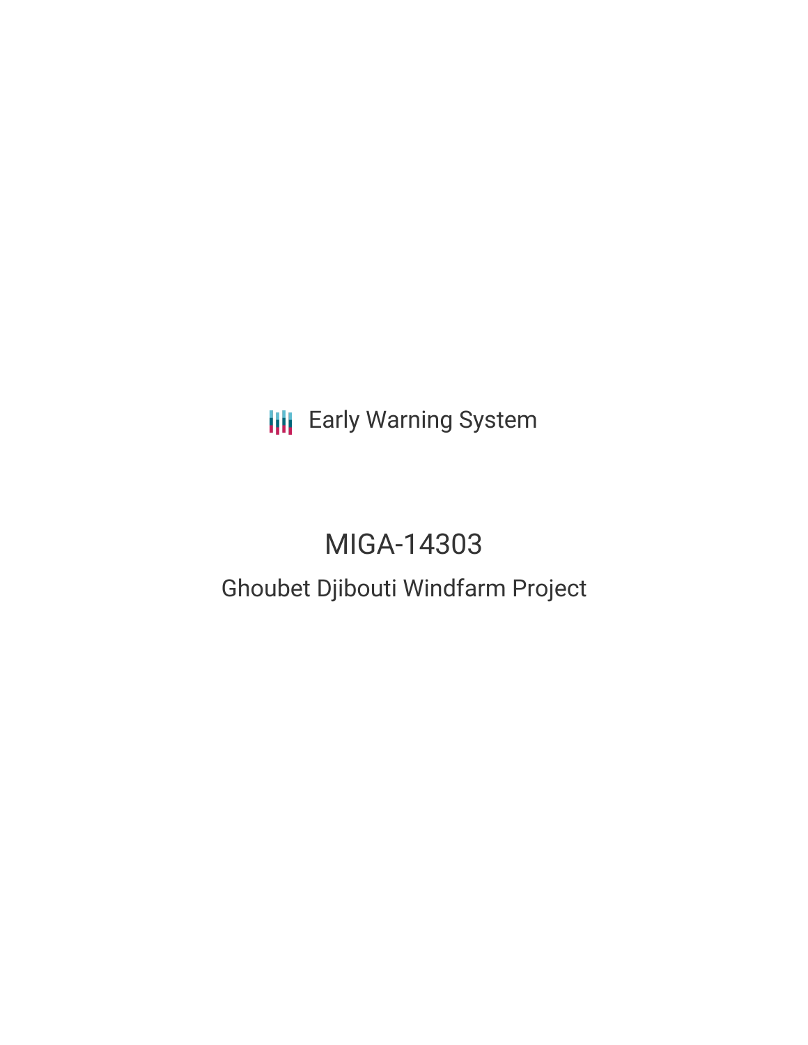Early Warning System

# MIGA-14303

## Ghoubet Djibouti Windfarm Project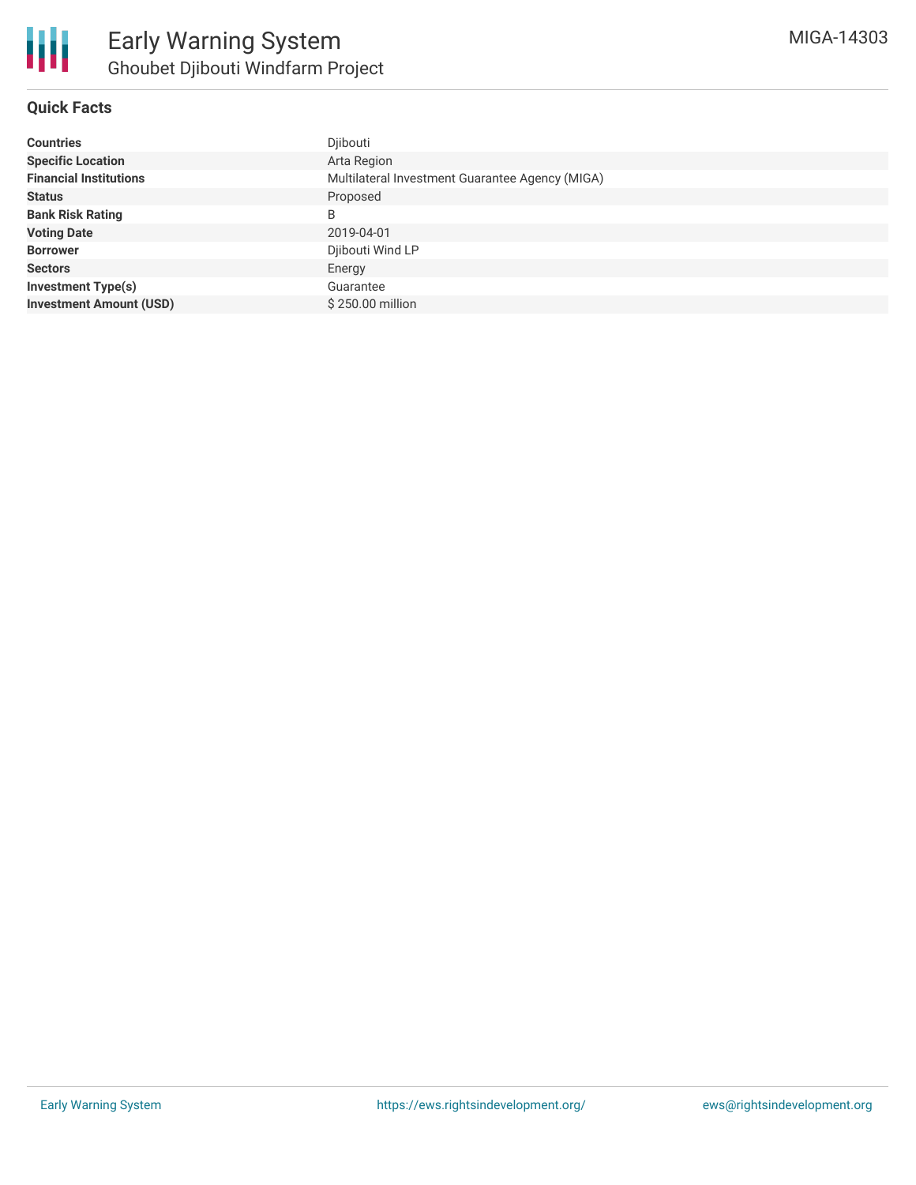# Early Warning System

## Ghoubet Djibouti Windfarm Project

MIGA-14303

### Quick Facts

| | |
|---|---|
| **Countries** | Djibouti |
| **Specific Location** | Arta Region |
| **Financial Institutions** | Multilateral Investment Guarantee Agency (MIGA) |
| **Status** | Proposed |
| **Bank Risk Rating** | B |
| **Voting Date** | 2019-04-01 |
| **Borrower** | Djibouti Wind LP |
| **Sectors** | Energy |
| **Investment Type(s)** | Guarantee |
| **Investment Amount (USD)** | $ 250.00 million |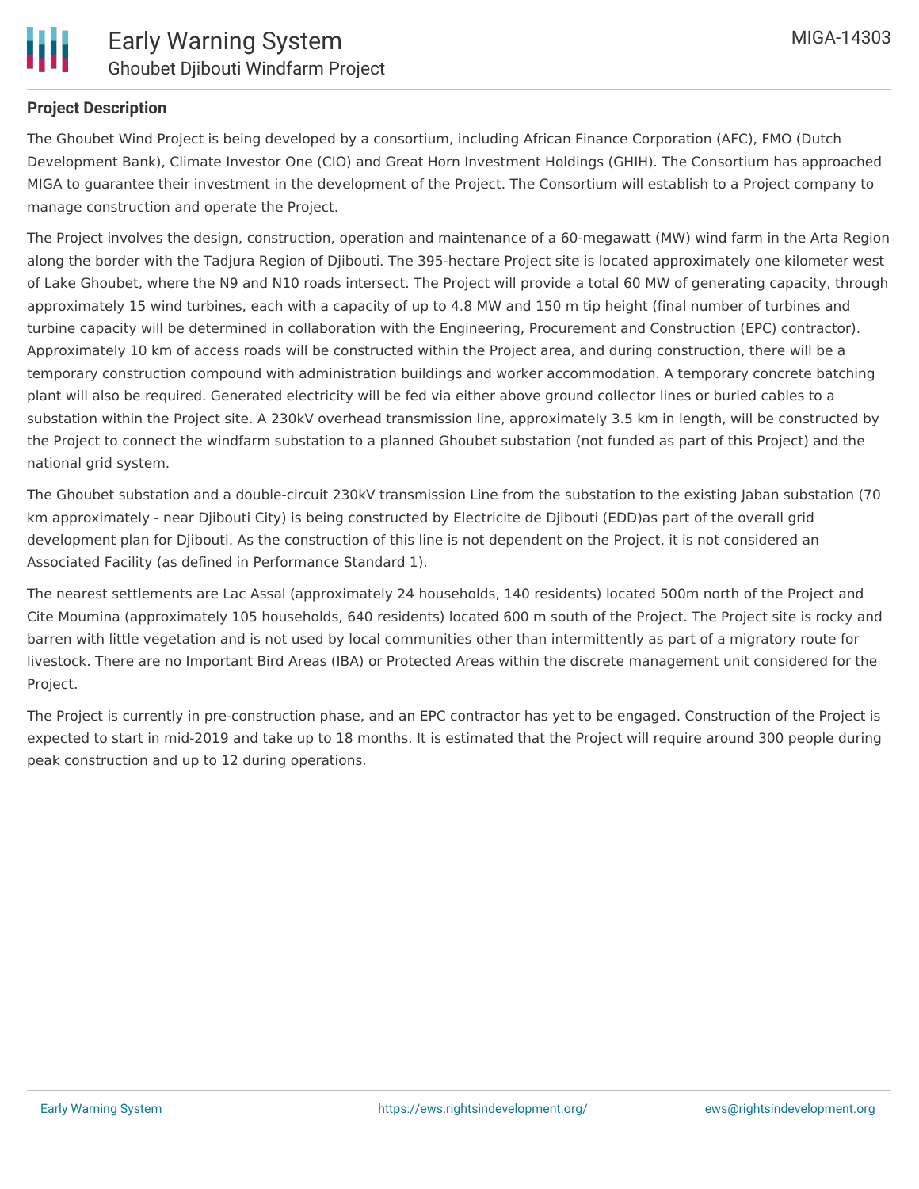**Project Description**

The Ghoubet Wind Project is being developed by a consortium, including African Finance Corporation (AFC), FMO (Dutch Development Bank), Climate Investor One (CIO) and Great Horn Investment Holdings (GHIH). The Consortium has approached MIGA to guarantee their investment in the development of the Project. The Consortium will establish to a Project company to manage construction and operate the Project.

The Project involves the design, construction, operation and maintenance of a 60-megawatt (MW) wind farm in the Arta Region along the border with the Tadjura Region of Djibouti. The 395-hectare Project site is located approximately one kilometer west of Lake Ghoubet, where the N9 and N10 roads intersect. The Project will provide a total 60 MW of generating capacity, through approximately 15 wind turbines, each with a capacity of up to 4.8 MW and 150 m tip height (final number of turbines and turbine capacity will be determined in collaboration with the Engineering, Procurement and Construction (EPC) contractor). Approximately 10 km of access roads will be constructed within the Project area, and during construction, there will be a temporary construction compound with administration buildings and worker accommodation. A temporary concrete batching plant will also be required. Generated electricity will be fed via either above ground collector lines or buried cables to a substation within the Project site. A 230kV overhead transmission line, approximately 3.5 km in length, will be constructed by the Project to connect the windfarm substation to a planned Ghoubet substation (not funded as part of this Project) and the national grid system.

The Ghoubet substation and a double-circuit 230kV transmission Line from the substation to the existing Jaban substation (70 km approximately - near Djibouti City) is being constructed by Electricite de Djibouti (EDD)as part of the overall grid development plan for Djibouti. As the construction of this line is not dependent on the Project, it is not considered an Associated Facility (as defined in Performance Standard 1).

The nearest settlements are Lac Assal (approximately 24 households, 140 residents) located 500m north of the Project and Cite Moumina (approximately 105 households, 640 residents) located 600 m south of the Project. The Project site is rocky and barren with little vegetation and is not used by local communities other than intermittently as part of a migratory route for livestock. There are no Important Bird Areas (IBA) or Protected Areas within the discrete management unit considered for the Project.

The Project is currently in pre-construction phase, and an EPC contractor has yet to be engaged. Construction of the Project is expected to start in mid-2019 and take up to 18 months. It is estimated that the Project will require around 300 people during peak construction and up to 12 during operations.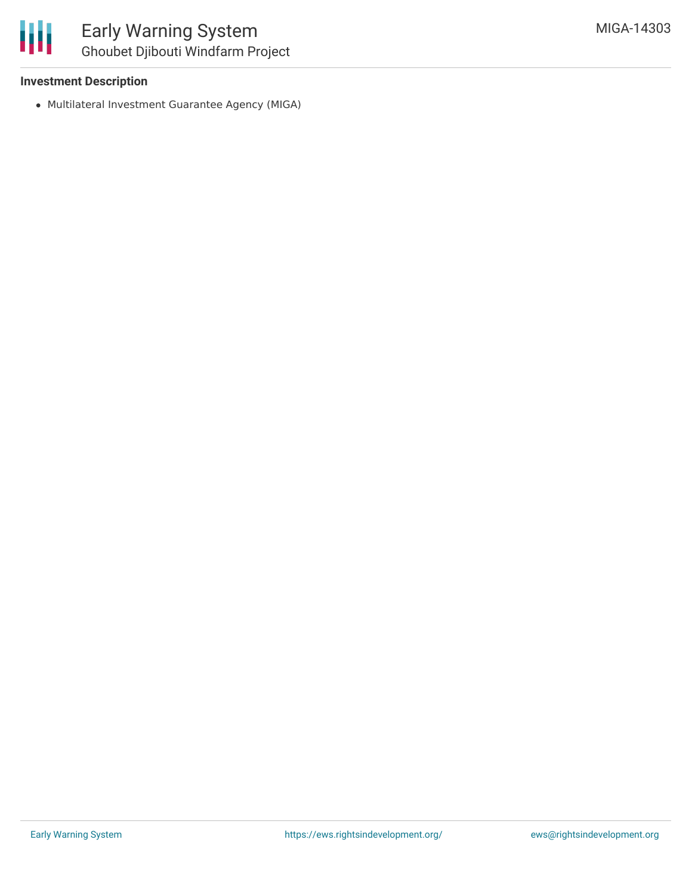**Investment Description**

- Multilateral Investment Guarantee Agency (MIGA)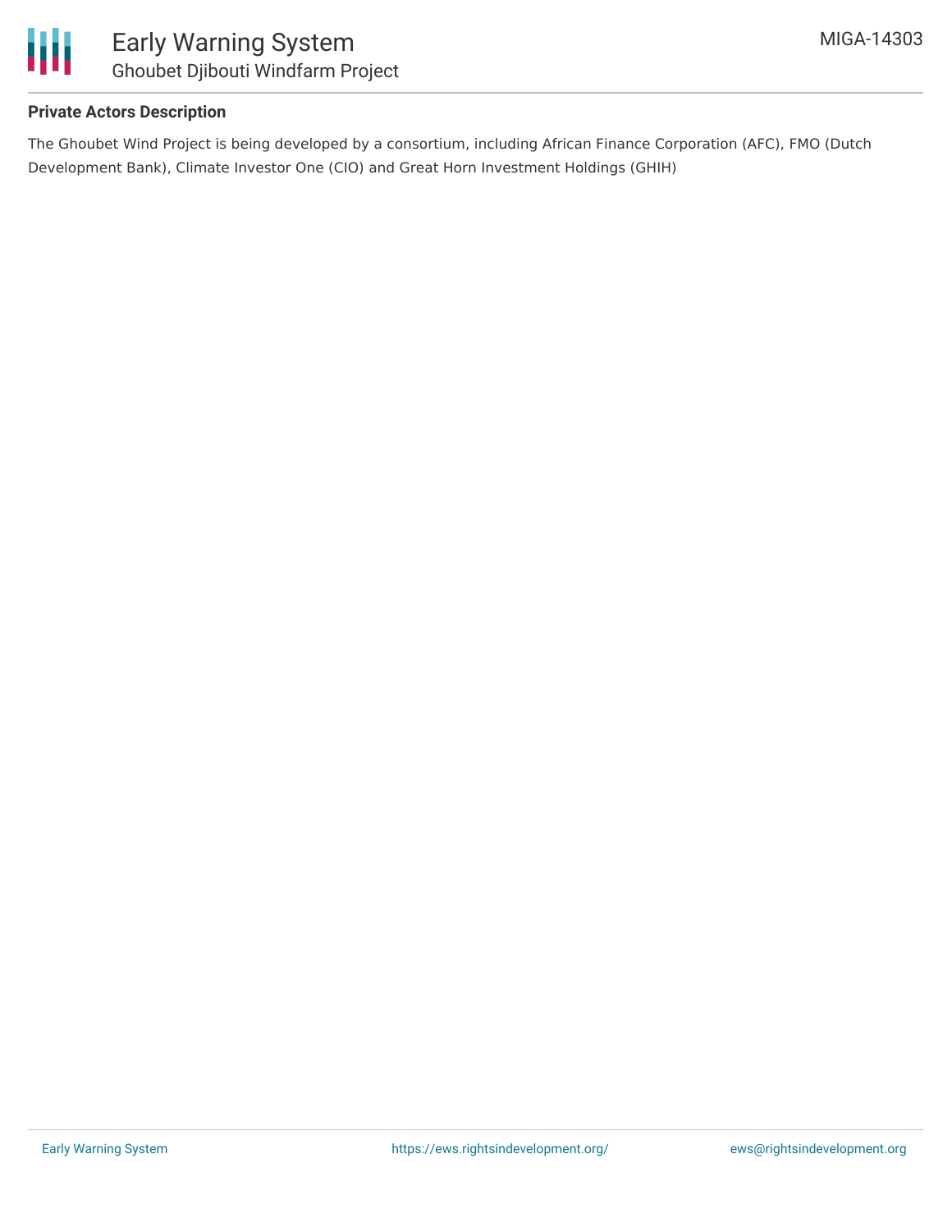**Private Actors Description**

The Ghoubet Wind Project is being developed by a consortium, including African Finance Corporation (AFC), FMO (Dutch Development Bank), Climate Investor One (CIO) and Great Horn Investment Holdings (GHIH)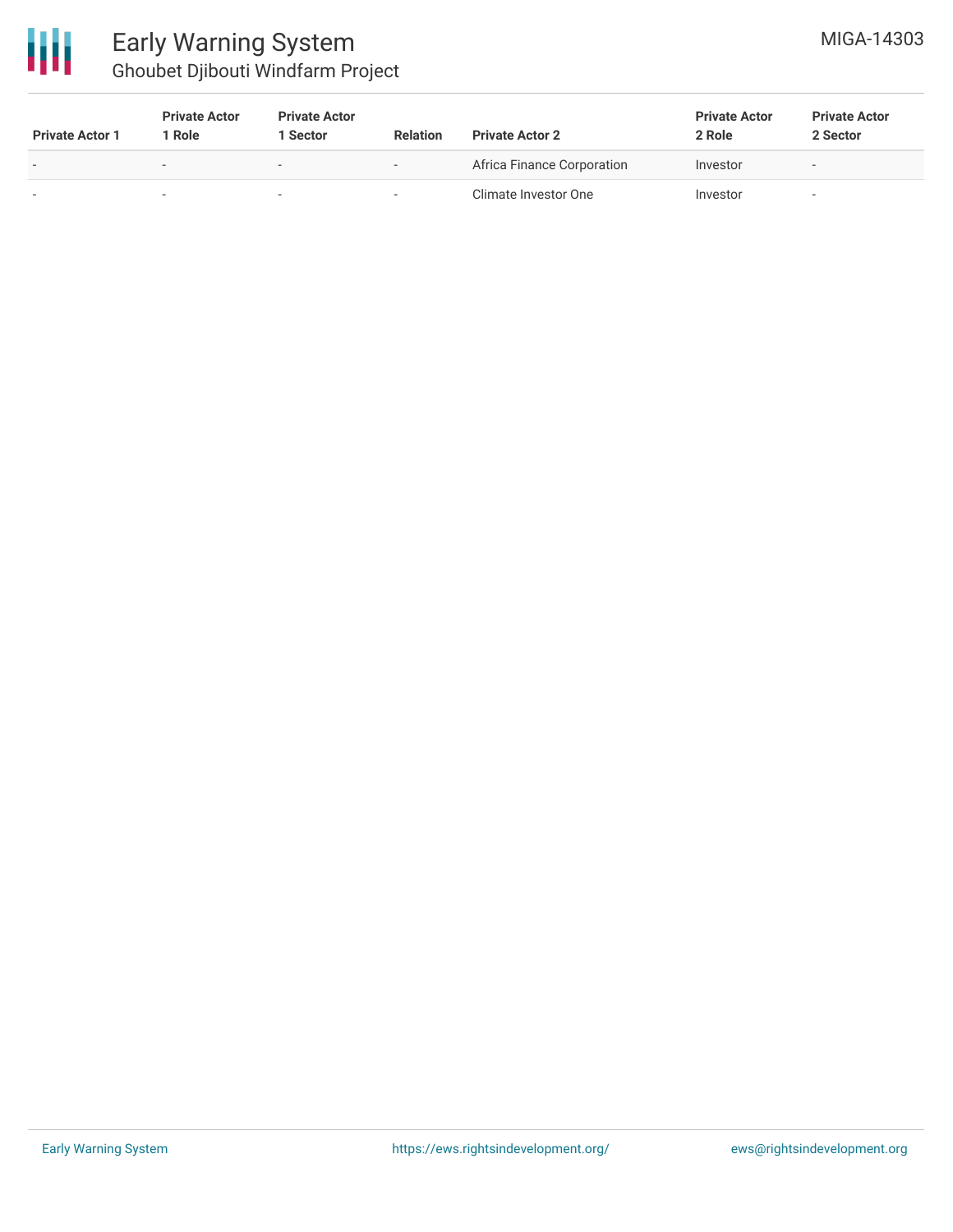| Private Actor 1 | Private Actor 1 Role | Private Actor 1 Sector | Relation | Private Actor 2 | Private Actor 2 Role | Private Actor 2 Sector |
| --- | --- | --- | --- | --- | --- | --- |
| - | - | - | - | Africa Finance Corporation | Investor | - |
| - | - | - | - | Climate Investor One | Investor | - |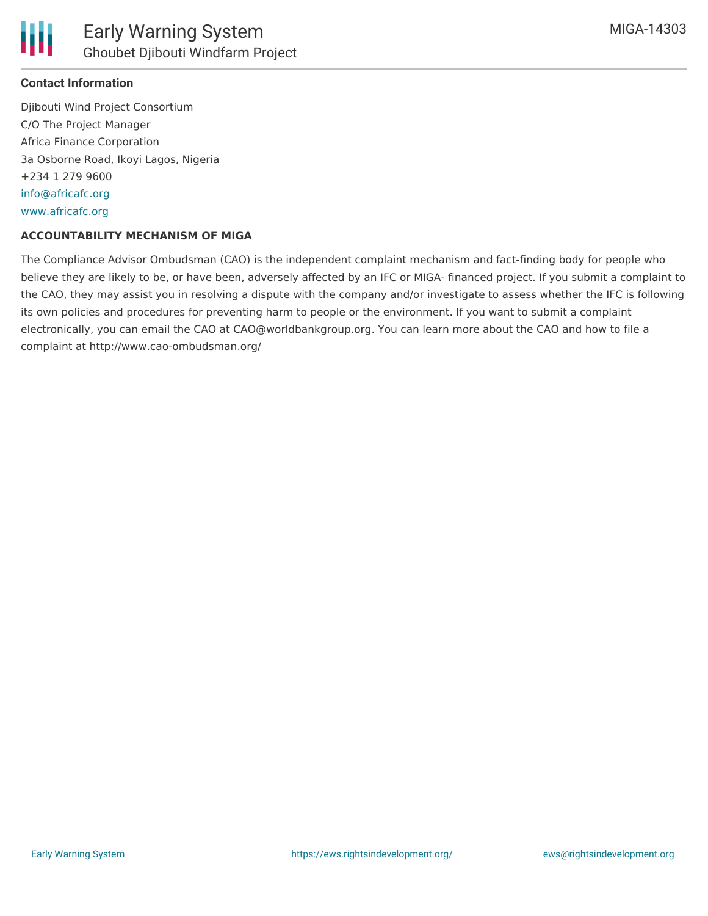**Contact Information**

Djibouti Wind Project Consortium
C/O The Project Manager
Africa Finance Corporation
3a Osborne Road, Ikoyi Lagos, Nigeria
+234 1 279 9600
info@africafc.org
www.africafc.org

**ACCOUNTABILITY MECHANISM OF MIGA**

The Compliance Advisor Ombudsman (CAO) is the independent complaint mechanism and fact-finding body for people who believe they are likely to be, or have been, adversely affected by an IFC or MIGA- financed project. If you submit a complaint to the CAO, they may assist you in resolving a dispute with the company and/or investigate to assess whether the IFC is following its own policies and procedures for preventing harm to people or the environment. If you want to submit a complaint electronically, you can email the CAO at CAO@worldbankgroup.org. You can learn more about the CAO and how to file a complaint at http://www.cao-ombudsman.org/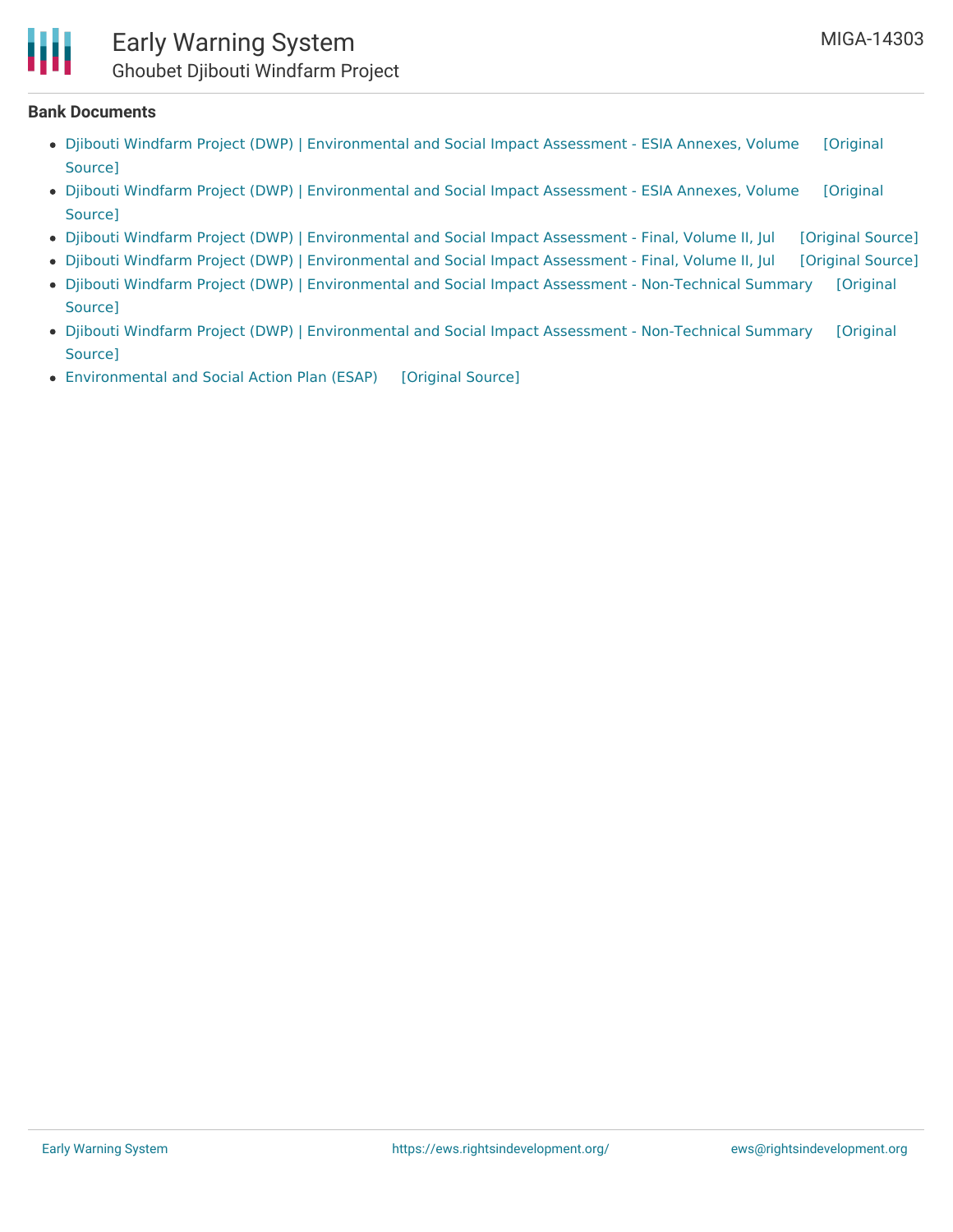**Bank Documents**

- Djibouti Windfarm Project (DWP) | Environmental and Social Impact Assessment - ESIA Annexes, Volume [Original Source]
- Djibouti Windfarm Project (DWP) | Environmental and Social Impact Assessment - ESIA Annexes, Volume [Original Source]
- Djibouti Windfarm Project (DWP) | Environmental and Social Impact Assessment - Final, Volume II, Jul [Original Source]
- Djibouti Windfarm Project (DWP) | Environmental and Social Impact Assessment - Final, Volume II, Jul [Original Source]
- Djibouti Windfarm Project (DWP) | Environmental and Social Impact Assessment - Non-Technical Summary [Original Source]
- Djibouti Windfarm Project (DWP) | Environmental and Social Impact Assessment - Non-Technical Summary [Original Source]
- Environmental and Social Action Plan (ESAP) [Original Source]